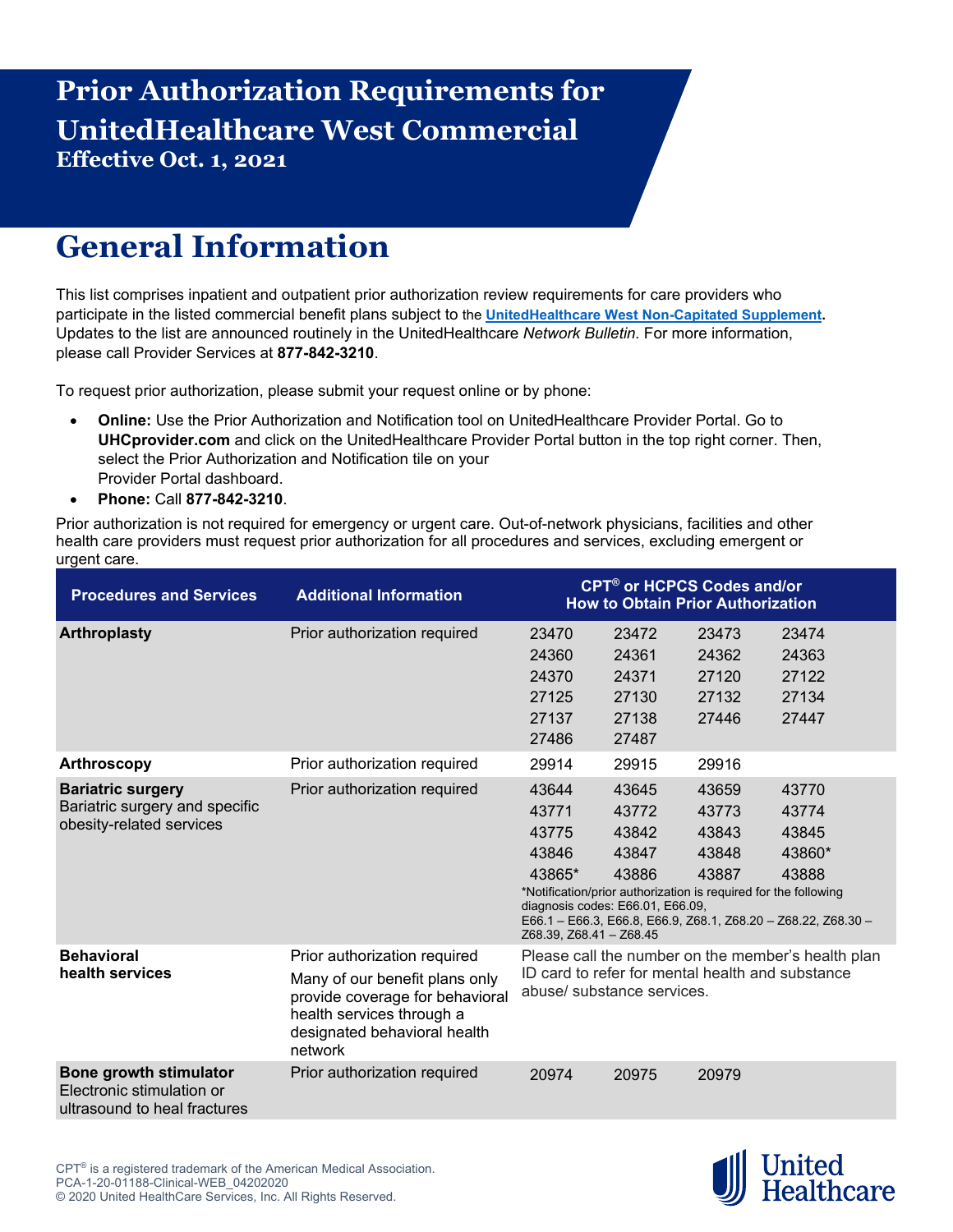# Prior Authorization Requirements for UnitedHealthcare West Commercial

**Effective Oct. 1, 2021**

## General Information

This list comprises inpatient and outpatient prior authorization review requirements for care providers who participate in the listed commercial benefit plans subject to the **UnitedHealthcare West Non-Capitated Supplement**. Updates to the list are announced routinely in the UnitedHealthcare *Network Bulletin.* For more information, please call Provider Services at **877-842-3210**.

To request prior authorization, please submit your request online or by phone:

- **Online:** Use the Prior Authorization and Notification tool on UnitedHealthcare Provider Portal. Go to **UHCprovider.com** and click on the UnitedHealthcare Provider Portal button in the top right corner. Then, select the Prior Authorization and Notification tile on your Provider Portal dashboard.
- **Phone:** Call **877-842-3210**.

Prior authorization is not required for emergency or urgent care. Out-of-network physicians, facilities and other health care providers must request prior authorization for all procedures and services, excluding emergent or urgent care.

| Procedures and Services | Additional Information | CPT® or HCPCS Codes and/or How to Obtain Prior Authorization | | | |
|---|---|---|---|---|---|
| **Arthroplasty** | Prior authorization required | 23470 | 23472 | 23473 | 23474 |
| | | 24360 | 24361 | 24362 | 24363 |
| | | 24370 | 24371 | 27120 | 27122 |
| | | 27125 | 27130 | 27132 | 27134 |
| | | 27137 | 27138 | 27446 | 27447 |
| | | 27486 | 27487 | | |
| **Arthroscopy** | Prior authorization required | 29914 | 29915 | 29916 | |
| **Bariatric surgery** Bariatric surgery and specific obesity-related services | Prior authorization required | 43644 | 43645 | 43659 | 43770 |
| | | 43771 | 43772 | 43773 | 43774 |
| | | 43775 | 43842 | 43843 | 43845 |
| | | 43846 | 43847 | 43848 | 43860* |
| | | 43865* | 43886 | 43887 | 43888 |
| | | *Notification/prior authorization is required for the following diagnosis codes: E66.01, E66.09, E66.1 – E66.3, E66.8, E66.9, Z68.1, Z68.20 – Z68.22, Z68.30 – Z68.39, Z68.41 – Z68.45 | | | |
| **Behavioral health services** | Prior authorization required<br>Many of our benefit plans only provide coverage for behavioral health services through a designated behavioral health network | Please call the number on the member's health plan ID card to refer for mental health and substance abuse/ substance services. | | | |
| **Bone growth stimulator** Electronic stimulation or ultrasound to heal fractures | Prior authorization required | 20974 | 20975 | 20979 | |

CPT® is a registered trademark of the American Medical Association.
PCA-1-20-01188-Clinical-WEB_04202020
© 2020 United HealthCare Services, Inc. All Rights Reserved.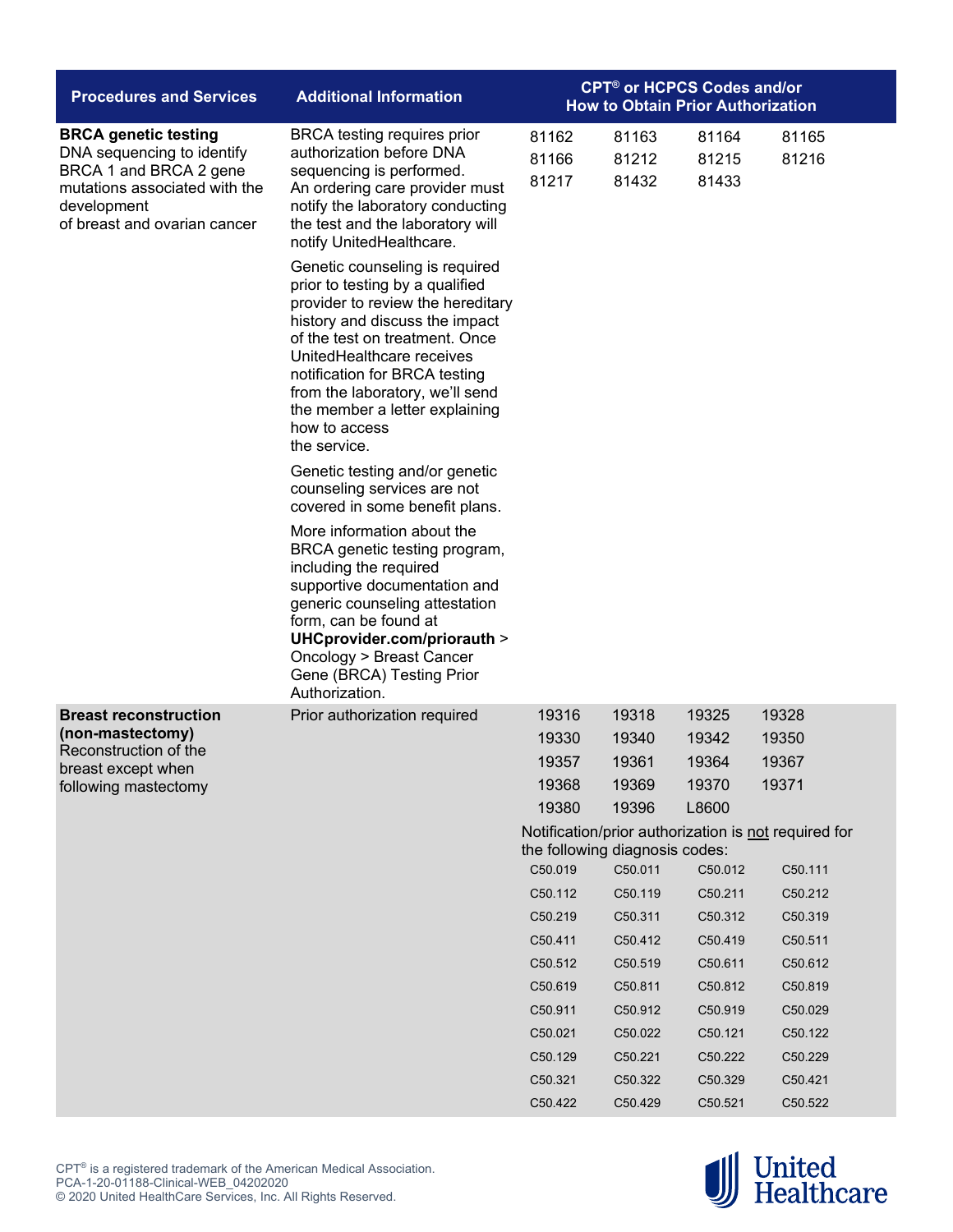| Procedures and Services | Additional Information | CPT® or HCPCS Codes and/or How to Obtain Prior Authorization |
|---|---|---|
| **BRCA genetic testing**<br>DNA sequencing to identify BRCA 1 and BRCA 2 gene mutations associated with the development of breast and ovarian cancer | BRCA testing requires prior authorization before DNA sequencing is performed. An ordering care provider must notify the laboratory conducting the test and the laboratory will notify UnitedHealthcare.<br><br>Genetic counseling is required prior to testing by a qualified provider to review the hereditary history and discuss the impact of the test on treatment. Once UnitedHealthcare receives notification for BRCA testing from the laboratory, we'll send the member a letter explaining how to access the service.<br><br>Genetic testing and/or genetic counseling services are not covered in some benefit plans.<br><br>More information about the BRCA genetic testing program, including the required supportive documentation and generic counseling attestation form, can be found at **UHCprovider.com/priorauth** > Oncology > Breast Cancer Gene (BRCA) Testing Prior Authorization. | 81162 81163 81164 81165<br>81166 81212 81215 81216<br>81217 81432 81433 |
| **Breast reconstruction (non-mastectomy)**<br>Reconstruction of the breast except when following mastectomy | Prior authorization required | 19316 19318 19325 19328<br>19330 19340 19342 19350<br>19357 19361 19364 19367<br>19368 19369 19370 19371<br>19380 19396 L8600<br><br>Notification/prior authorization is not required for the following diagnosis codes:<br>C50.019 C50.011 C50.012 C50.111<br>C50.112 C50.119 C50.211 C50.212<br>C50.219 C50.311 C50.312 C50.319<br>C50.411 C50.412 C50.419 C50.511<br>C50.512 C50.519 C50.611 C50.612<br>C50.619 C50.811 C50.812 C50.819<br>C50.911 C50.912 C50.919 C50.029<br>C50.021 C50.022 C50.121 C50.122<br>C50.129 C50.221 C50.222 C50.229<br>C50.321 C50.322 C50.329 C50.421<br>C50.422 C50.429 C50.521 C50.522 |

CPT® is a registered trademark of the American Medical Association.
PCA-1-20-01188-Clinical-WEB_04202020
© 2020 United HealthCare Services, Inc. All Rights Reserved.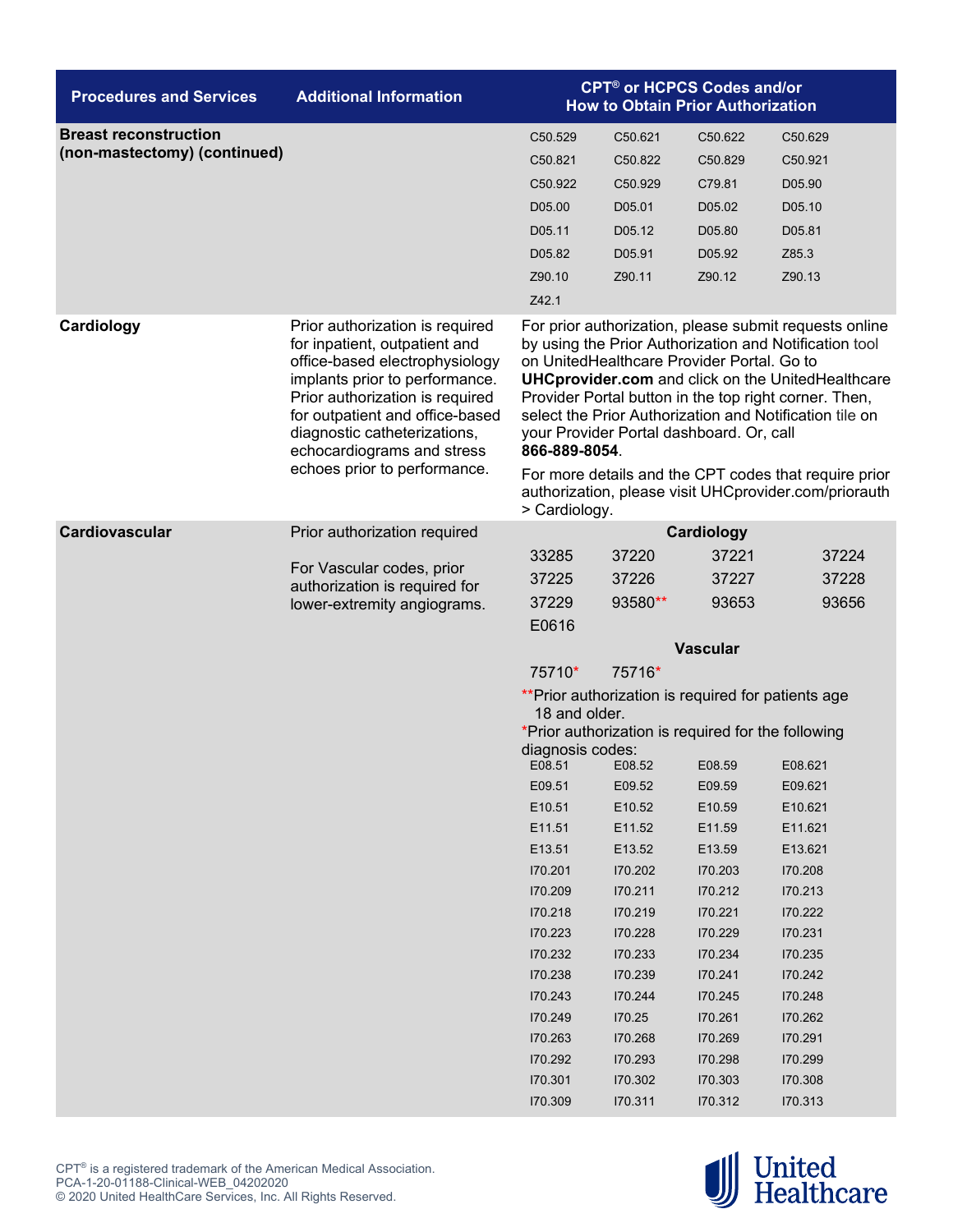| Procedures and Services | Additional Information | CPT® or HCPCS Codes and/or How to Obtain Prior Authorization |
|---|---|---|
| **Breast reconstruction (non-mastectomy) (continued)** | | C50.529 C50.621 C50.622 C50.629<br>C50.821 C50.822 C50.829 C50.921<br>C50.922 C50.929 C79.81 D05.90<br>D05.00 D05.01 D05.02 D05.10<br>D05.11 D05.12 D05.80 D05.81<br>D05.82 D05.91 D05.92 Z85.3<br>Z90.10 Z90.11 Z90.12 Z90.13<br>Z42.1 |
| **Cardiology** | Prior authorization is required for inpatient, outpatient and office-based electrophysiology implants prior to performance. Prior authorization is required for outpatient and office-based diagnostic catheterizations, echocardiograms and stress echoes prior to performance. | For prior authorization, please submit requests online by using the Prior Authorization and Notification tool on UnitedHealthcare Provider Portal. Go to **UHCprovider.com** and click on the UnitedHealthcare Provider Portal button in the top right corner. Then, select the Prior Authorization and Notification tile on your Provider Portal dashboard. Or, call **866-889-8054**.<br><br>For more details and the CPT codes that require prior authorization, please visit UHCprovider.com/priorauth > Cardiology. |
| **Cardiovascular** | Prior authorization required<br><br>For Vascular codes, prior authorization is required for lower-extremity angiograms. | **Cardiology**<br>33285 37220 37221 37224<br>37225 37226 37227 37228<br>37229 93580** 93653 93656<br>E0616<br><br>**Vascular**<br>75710* 75716*<br><br>**Prior authorization is required for patients age 18 and older.<br>*Prior authorization is required for the following diagnosis codes:<br>E08.51 E08.52 E08.59 E08.621<br>E09.51 E09.52 E09.59 E09.621<br>E10.51 E10.52 E10.59 E10.621<br>E11.51 E11.52 E11.59 E11.621<br>E13.51 E13.52 E13.59 E13.621<br>I70.201 I70.202 I70.203 I70.208<br>I70.209 I70.211 I70.212 I70.213<br>I70.218 I70.219 I70.221 I70.222<br>I70.223 I70.228 I70.229 I70.231<br>I70.232 I70.233 I70.234 I70.235<br>I70.238 I70.239 I70.241 I70.242<br>I70.243 I70.244 I70.245 I70.248<br>I70.249 I70.25 I70.261 I70.262<br>I70.263 I70.268 I70.269 I70.291<br>I70.292 I70.293 I70.298 I70.299<br>I70.301 I70.302 I70.303 I70.308<br>I70.309 I70.311 I70.312 I70.313 |

CPT® is a registered trademark of the American Medical Association.
PCA-1-20-01188-Clinical-WEB_04202020
© 2020 United HealthCare Services, Inc. All Rights Reserved.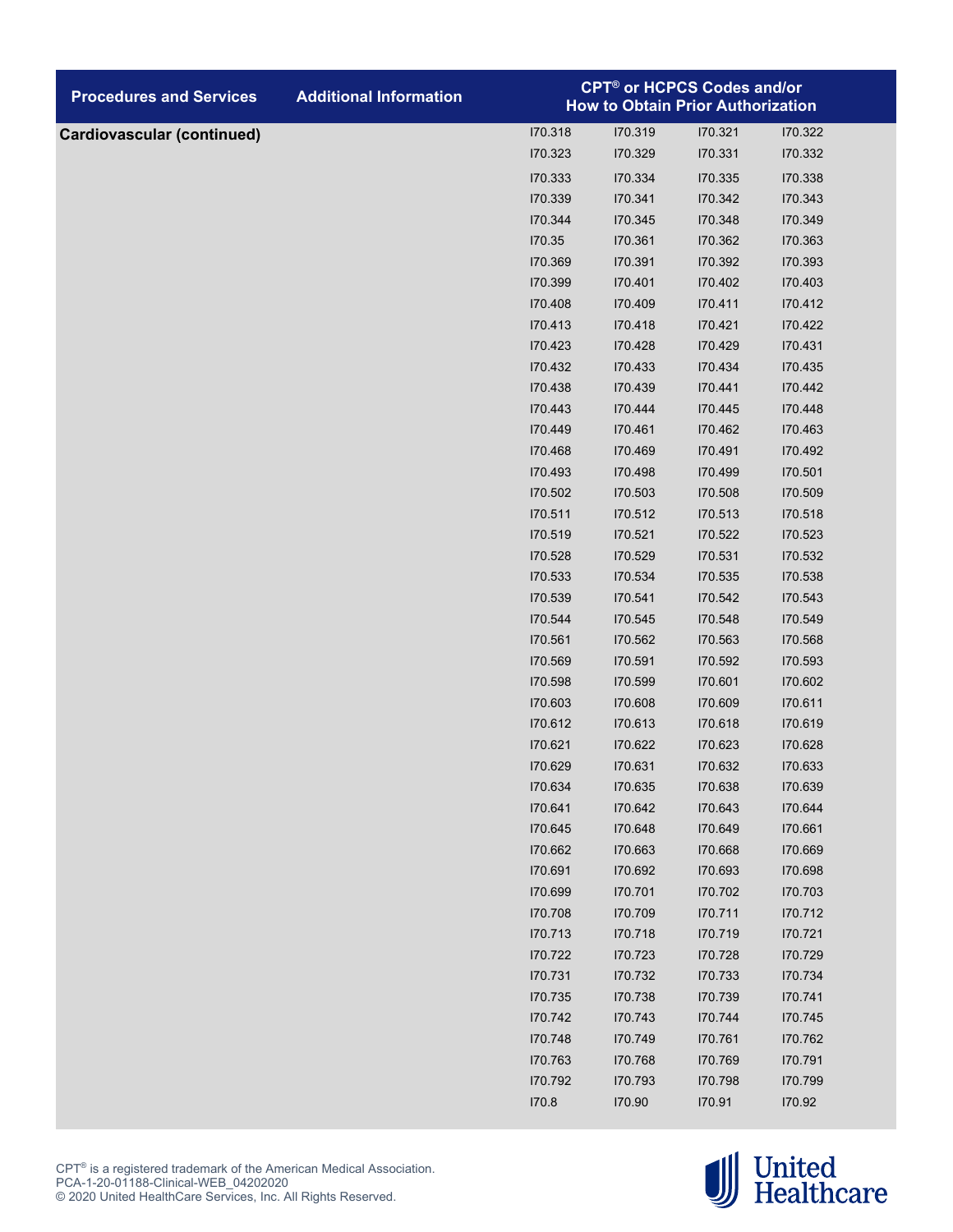| Procedures and Services | Additional Information | CPT® or HCPCS Codes and/or How to Obtain Prior Authorization | | | |
|---|---|---|---|---|---|
| **Cardiovascular (continued)** | | I70.318 | I70.319 | I70.321 | I70.322 |
| | | I70.323 | I70.329 | I70.331 | I70.332 |
| | | I70.333 | I70.334 | I70.335 | I70.338 |
| | | I70.339 | I70.341 | I70.342 | I70.343 |
| | | I70.344 | I70.345 | I70.348 | I70.349 |
| | | I70.35 | I70.361 | I70.362 | I70.363 |
| | | I70.369 | I70.391 | I70.392 | I70.393 |
| | | I70.399 | I70.401 | I70.402 | I70.403 |
| | | I70.408 | I70.409 | I70.411 | I70.412 |
| | | I70.413 | I70.418 | I70.421 | I70.422 |
| | | I70.423 | I70.428 | I70.429 | I70.431 |
| | | I70.432 | I70.433 | I70.434 | I70.435 |
| | | I70.438 | I70.439 | I70.441 | I70.442 |
| | | I70.443 | I70.444 | I70.445 | I70.448 |
| | | I70.449 | I70.461 | I70.462 | I70.463 |
| | | I70.468 | I70.469 | I70.491 | I70.492 |
| | | I70.493 | I70.498 | I70.499 | I70.501 |
| | | I70.502 | I70.503 | I70.508 | I70.509 |
| | | I70.511 | I70.512 | I70.513 | I70.518 |
| | | I70.519 | I70.521 | I70.522 | I70.523 |
| | | I70.528 | I70.529 | I70.531 | I70.532 |
| | | I70.533 | I70.534 | I70.535 | I70.538 |
| | | I70.539 | I70.541 | I70.542 | I70.543 |
| | | I70.544 | I70.545 | I70.548 | I70.549 |
| | | I70.561 | I70.562 | I70.563 | I70.568 |
| | | I70.569 | I70.591 | I70.592 | I70.593 |
| | | I70.598 | I70.599 | I70.601 | I70.602 |
| | | I70.603 | I70.608 | I70.609 | I70.611 |
| | | I70.612 | I70.613 | I70.618 | I70.619 |
| | | I70.621 | I70.622 | I70.623 | I70.628 |
| | | I70.629 | I70.631 | I70.632 | I70.633 |
| | | I70.634 | I70.635 | I70.638 | I70.639 |
| | | I70.641 | I70.642 | I70.643 | I70.644 |
| | | I70.645 | I70.648 | I70.649 | I70.661 |
| | | I70.662 | I70.663 | I70.668 | I70.669 |
| | | I70.691 | I70.692 | I70.693 | I70.698 |
| | | I70.699 | I70.701 | I70.702 | I70.703 |
| | | I70.708 | I70.709 | I70.711 | I70.712 |
| | | I70.713 | I70.718 | I70.719 | I70.721 |
| | | I70.722 | I70.723 | I70.728 | I70.729 |
| | | I70.731 | I70.732 | I70.733 | I70.734 |
| | | I70.735 | I70.738 | I70.739 | I70.741 |
| | | I70.742 | I70.743 | I70.744 | I70.745 |
| | | I70.748 | I70.749 | I70.761 | I70.762 |
| | | I70.763 | I70.768 | I70.769 | I70.791 |
| | | I70.792 | I70.793 | I70.798 | I70.799 |
| | | I70.8 | I70.90 | I70.91 | I70.92 |

CPT® is a registered trademark of the American Medical Association.
PCA-1-20-01188-Clinical-WEB_04202020
© 2020 United HealthCare Services, Inc. All Rights Reserved.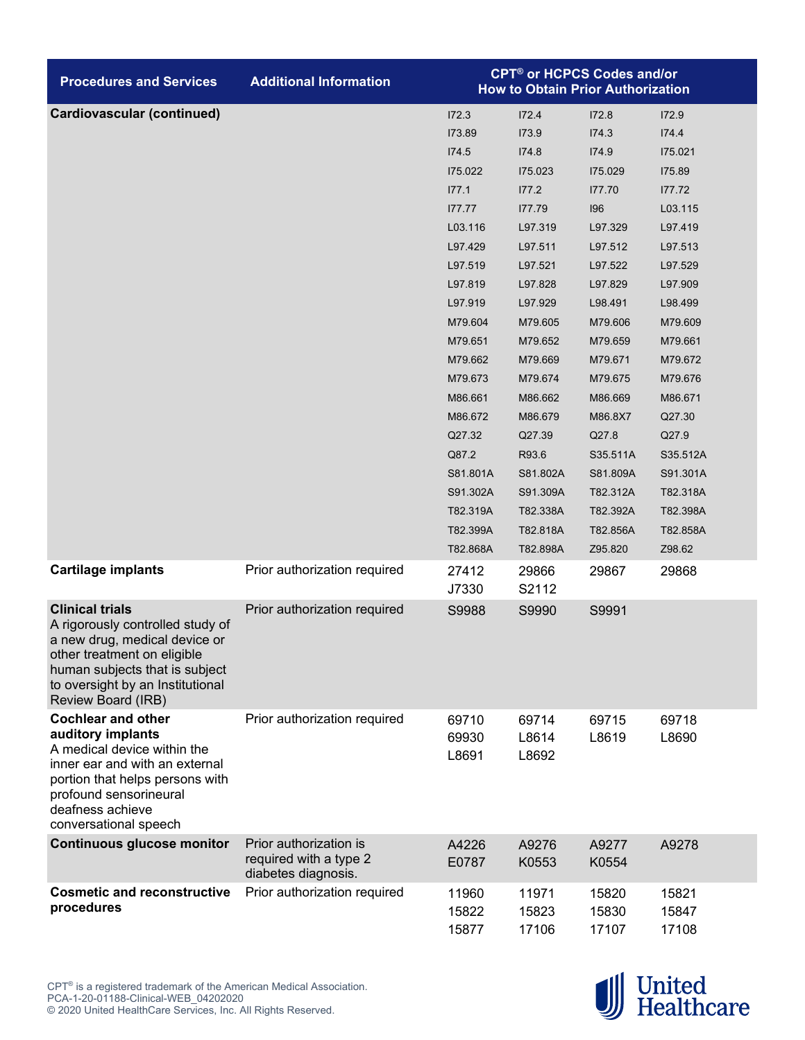| Procedures and Services | Additional Information | CPT® or HCPCS Codes and/or How to Obtain Prior Authorization | | | |
|---|---|---|---|---|---|
| **Cardiovascular (continued)** | | I72.3 | I72.4 | I72.8 | I72.9 |
| | | I73.89 | I73.9 | I74.3 | I74.4 |
| | | I74.5 | I74.8 | I74.9 | I75.021 |
| | | I75.022 | I75.023 | I75.029 | I75.89 |
| | | I77.1 | I77.2 | I77.70 | I77.72 |
| | | I77.77 | I77.79 | I96 | L03.115 |
| | | L03.116 | L97.319 | L97.329 | L97.419 |
| | | L97.429 | L97.511 | L97.512 | L97.513 |
| | | L97.519 | L97.521 | L97.522 | L97.529 |
| | | L97.819 | L97.828 | L97.829 | L97.909 |
| | | L97.919 | L97.929 | L98.491 | L98.499 |
| | | M79.604 | M79.605 | M79.606 | M79.609 |
| | | M79.651 | M79.652 | M79.659 | M79.661 |
| | | M79.662 | M79.669 | M79.671 | M79.672 |
| | | M79.673 | M79.674 | M79.675 | M79.676 |
| | | M86.661 | M86.662 | M86.669 | M86.671 |
| | | M86.672 | M86.679 | M86.8X7 | Q27.30 |
| | | Q27.32 | Q27.39 | Q27.8 | Q27.9 |
| | | Q87.2 | R93.6 | S35.511A | S35.512A |
| | | S81.801A | S81.802A | S81.809A | S91.301A |
| | | S91.302A | S91.309A | T82.312A | T82.318A |
| | | T82.319A | T82.338A | T82.392A | T82.398A |
| | | T82.399A | T82.818A | T82.856A | T82.858A |
| | | T82.868A | T82.898A | Z95.820 | Z98.62 |
| **Cartilage implants** | Prior authorization required | 27412 | 29866 | 29867 | 29868 |
| | | J7330 | S2112 | | |
| **Clinical trials** A rigorously controlled study of a new drug, medical device or other treatment on eligible human subjects that is subject to oversight by an Institutional Review Board (IRB) | Prior authorization required | S9988 | S9990 | S9991 | |
| **Cochlear and other auditory implants** A medical device within the inner ear and with an external portion that helps persons with profound sensorineural deafness achieve conversational speech | Prior authorization required | 69710 | 69714 | 69715 | 69718 |
| | | 69930 | L8614 | L8619 | L8690 |
| | | L8691 | L8692 | | |
| **Continuous glucose monitor** | Prior authorization is required with a type 2 diabetes diagnosis. | A4226 | A9276 | A9277 | A9278 |
| | | E0787 | K0553 | K0554 | |
| **Cosmetic and reconstructive procedures** | Prior authorization required | 11960 | 11971 | 15820 | 15821 |
| | | 15822 | 15823 | 15830 | 15847 |
| | | 15877 | 17106 | 17107 | 17108 |

CPT® is a registered trademark of the American Medical Association.
PCA-1-20-01188-Clinical-WEB_04202020
© 2020 United HealthCare Services, Inc. All Rights Reserved.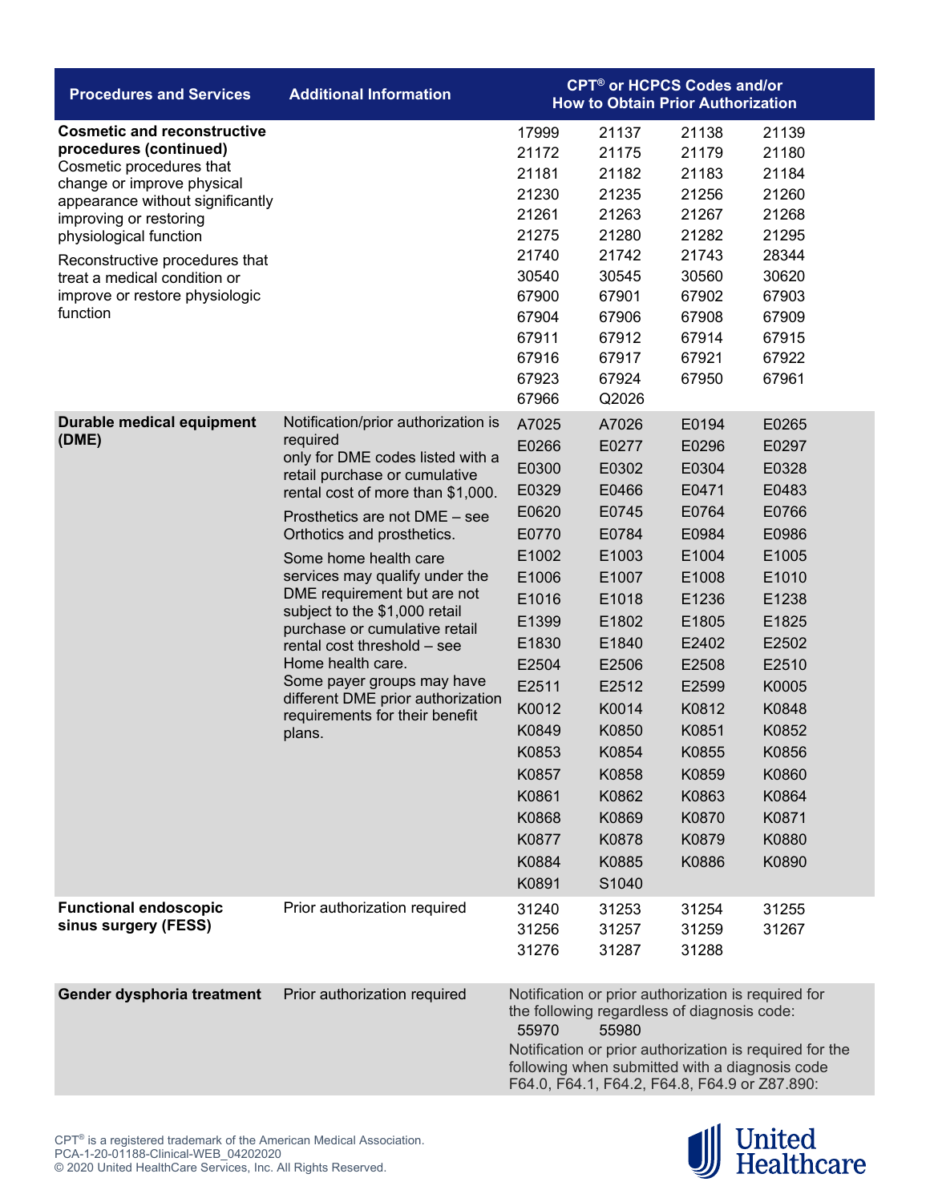| Procedures and Services | Additional Information | CPT® or HCPCS Codes and/or How to Obtain Prior Authorization |
|---|---|---|
| **Cosmetic and reconstructive procedures (continued)**<br>Cosmetic procedures that change or improve physical appearance without significantly improving or restoring physiological function<br>Reconstructive procedures that treat a medical condition or improve or restore physiologic function | | 17999 21137 21138 21139<br>21172 21175 21179 21180<br>21181 21182 21183 21184<br>21230 21235 21256 21260<br>21261 21263 21267 21268<br>21275 21280 21282 21295<br>21740 21742 21743 28344<br>30540 30545 30560 30620<br>67900 67901 67902 67903<br>67904 67906 67908 67909<br>67911 67912 67914 67915<br>67916 67917 67921 67922<br>67923 67924 67950 67961<br>67966 Q2026 |
| **Durable medical equipment (DME)** | Notification/prior authorization is required only for DME codes listed with a retail purchase or cumulative rental cost of more than $1,000.<br>Prosthetics are not DME – see Orthotics and prosthetics.<br>Some home health care services may qualify under the DME requirement but are not subject to the $1,000 retail purchase or cumulative retail rental cost threshold – see Home health care.<br>Some payer groups may have different DME prior authorization requirements for their benefit plans. | A7025 A7026 E0194 E0265<br>E0266 E0277 E0296 E0297<br>E0300 E0302 E0304 E0328<br>E0329 E0466 E0471 E0483<br>E0620 E0745 E0764 E0766<br>E0770 E0784 E0984 E0986<br>E1002 E1003 E1004 E1005<br>E1006 E1007 E1008 E1010<br>E1016 E1018 E1236 E1238<br>E1399 E1802 E1805 E1825<br>E1830 E1840 E2402 E2502<br>E2504 E2506 E2508 E2510<br>E2511 E2512 E2599 K0005<br>K0012 K0014 K0812 K0848<br>K0849 K0850 K0851 K0852<br>K0853 K0854 K0855 K0856<br>K0857 K0858 K0859 K0860<br>K0861 K0862 K0863 K0864<br>K0868 K0869 K0870 K0871<br>K0877 K0878 K0879 K0880<br>K0884 K0885 K0886 K0890<br>K0891 S1040 |
| **Functional endoscopic sinus surgery (FESS)** | Prior authorization required | 31240 31253 31254 31255<br>31256 31257 31259 31267<br>31276 31287 31288 |
| **Gender dysphoria treatment** | Prior authorization required | Notification or prior authorization is required for the following regardless of diagnosis code:<br>55970 55980<br>Notification or prior authorization is required for the following when submitted with a diagnosis code F64.0, F64.1, F64.2, F64.8, F64.9 or Z87.890: |

CPT® is a registered trademark of the American Medical Association.
PCA-1-20-01188-Clinical-WEB_04202020
© 2020 United HealthCare Services, Inc. All Rights Reserved.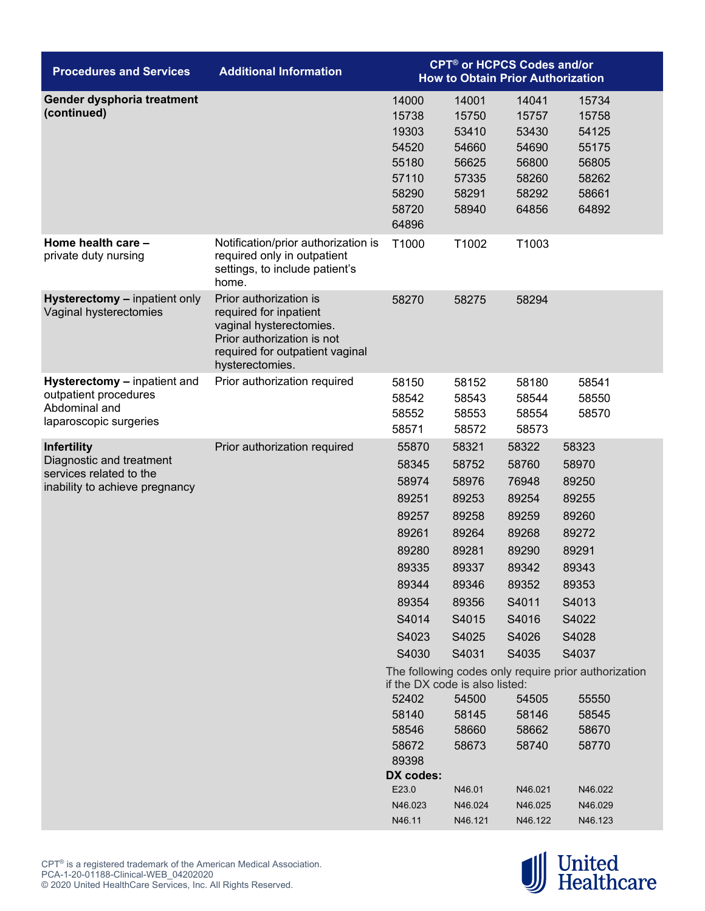| Procedures and Services | Additional Information | CPT® or HCPCS Codes and/or How to Obtain Prior Authorization |
|---|---|---|
| **Gender dysphoria treatment (continued)** | | 14000 14001 14041 15734 15738 15750 15757 15758 19303 53410 53430 54125 54520 54660 54690 55175 55180 56625 56800 56805 57110 57335 58260 58262 58290 58291 58292 58661 58720 58940 64856 64892 64896 |
| **Home health care –** private duty nursing | Notification/prior authorization is required only in outpatient settings, to include patient's home. | T1000 T1002 T1003 |
| **Hysterectomy –** inpatient only Vaginal hysterectomies | Prior authorization is required for inpatient vaginal hysterectomies. Prior authorization is not required for outpatient vaginal hysterectomies. | 58270 58275 58294 |
| **Hysterectomy –** inpatient and outpatient procedures Abdominal and laparoscopic surgeries | Prior authorization required | 58150 58152 58180 58541 58542 58543 58544 58550 58552 58553 58554 58570 58571 58572 58573 |
| **Infertility** Diagnostic and treatment services related to the inability to achieve pregnancy | Prior authorization required | 55870 58321 58322 58323 58345 58752 58760 58970 58974 58976 76948 89250 89251 89253 89254 89255 89257 89258 89259 89260 89261 89264 89268 89272 89280 89281 89290 89291 89335 89337 89342 89343 89344 89346 89352 89353 89354 89356 S4011 S4013 S4014 S4015 S4016 S4022 S4023 S4025 S4026 S4028 S4030 S4031 S4035 S4037<br><br>The following codes only require prior authorization if the DX code is also listed:<br>52402 54500 54505 55550 58140 58145 58146 58545 58546 58660 58662 58670 58672 58673 58740 58770 89398<br><br>**DX codes:**<br>E23.0 N46.01 N46.021 N46.022 N46.023 N46.024 N46.025 N46.029 N46.11 N46.121 N46.122 N46.123 |

CPT® is a registered trademark of the American Medical Association.
PCA-1-20-01188-Clinical-WEB_04202020
© 2020 United HealthCare Services, Inc. All Rights Reserved.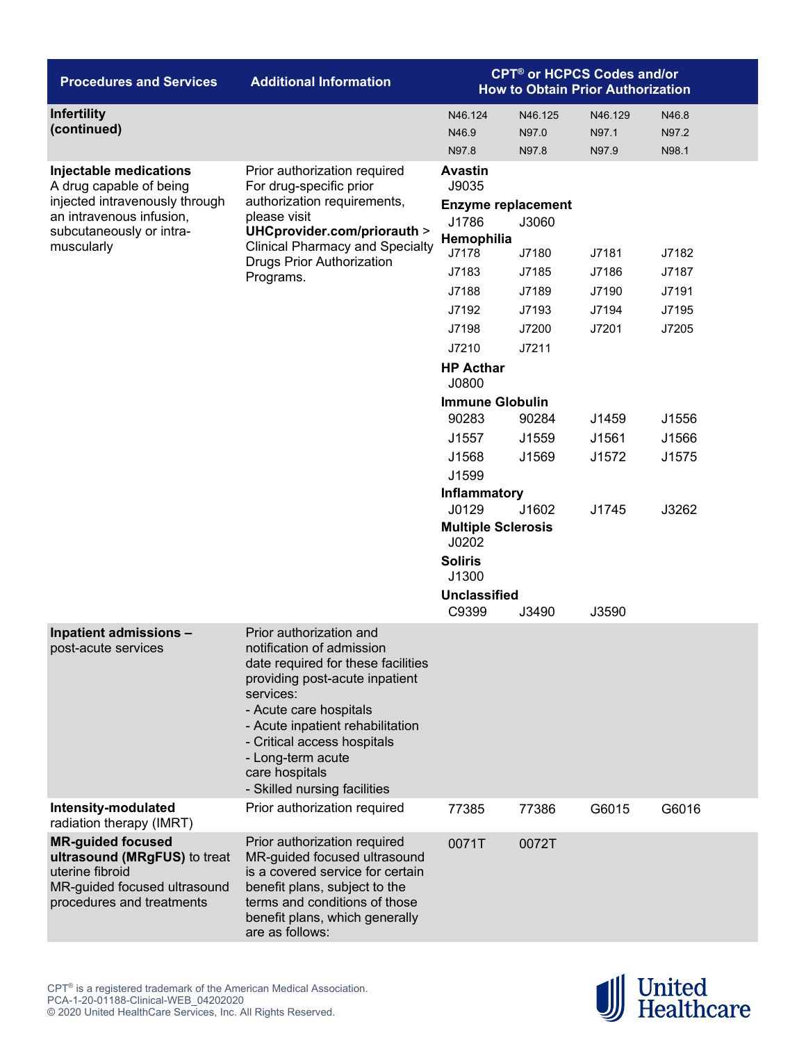| Procedures and Services | Additional Information | CPT® or HCPCS Codes and/or How to Obtain Prior Authorization | | | |
|---|---|---|---|---|---|
| **Infertility (continued)** | | N46.124 | N46.125 | N46.129 | N46.8 |
| | | N46.9 | N97.0 | N97.1 | N97.2 |
| | | N97.8 | N97.8 | N97.9 | N98.1 |
| **Injectable medications** A drug capable of being injected intravenously through an intravenous infusion, subcutaneously or intra-muscularly | Prior authorization required For drug-specific prior authorization requirements, please visit **UHCprovider.com/priorauth** > Clinical Pharmacy and Specialty Drugs Prior Authorization Programs. | **Avastin** | | | |
| | | J9035 | | | |
| | | **Enzyme replacement** | | | |
| | | J1786 | J3060 | | |
| | | **Hemophilia** | | | |
| | | J7178 | J7180 | J7181 | J7182 |
| | | J7183 | J7185 | J7186 | J7187 |
| | | J7188 | J7189 | J7190 | J7191 |
| | | J7192 | J7193 | J7194 | J7195 |
| | | J7198 | J7200 | J7201 | J7205 |
| | | J7210 | J7211 | | |
| | | **HP Acthar** | | | |
| | | J0800 | | | |
| | | **Immune Globulin** | | | |
| | | 90283 | 90284 | J1459 | J1556 |
| | | J1557 | J1559 | J1561 | J1566 |
| | | J1568 | J1569 | J1572 | J1575 |
| | | J1599 | | | |
| | | **Inflammatory** | | | |
| | | J0129 | J1602 | J1745 | J3262 |
| | | **Multiple Sclerosis** | | | |
| | | J0202 | | | |
| | | **Soliris** | | | |
| | | J1300 | | | |
| | | **Unclassified** | | | |
| | | C9399 | J3490 | J3590 | |
| **Inpatient admissions –** post-acute services | Prior authorization and notification of admission date required for these facilities providing post-acute inpatient services:<br>- Acute care hospitals<br>- Acute inpatient rehabilitation<br>- Critical access hospitals<br>- Long-term acute care hospitals<br>- Skilled nursing facilities | | | | |
| **Intensity-modulated** radiation therapy (IMRT) | Prior authorization required | 77385 | 77386 | G6015 | G6016 |
| **MR-guided focused ultrasound (MRgFUS)** to treat uterine fibroid<br>MR-guided focused ultrasound procedures and treatments | Prior authorization required MR-guided focused ultrasound is a covered service for certain benefit plans, subject to the terms and conditions of those benefit plans, which generally are as follows: | 0071T | 0072T | | |

CPT® is a registered trademark of the American Medical Association.
PCA-1-20-01188-Clinical-WEB_04202020
© 2020 United HealthCare Services, Inc. All Rights Reserved.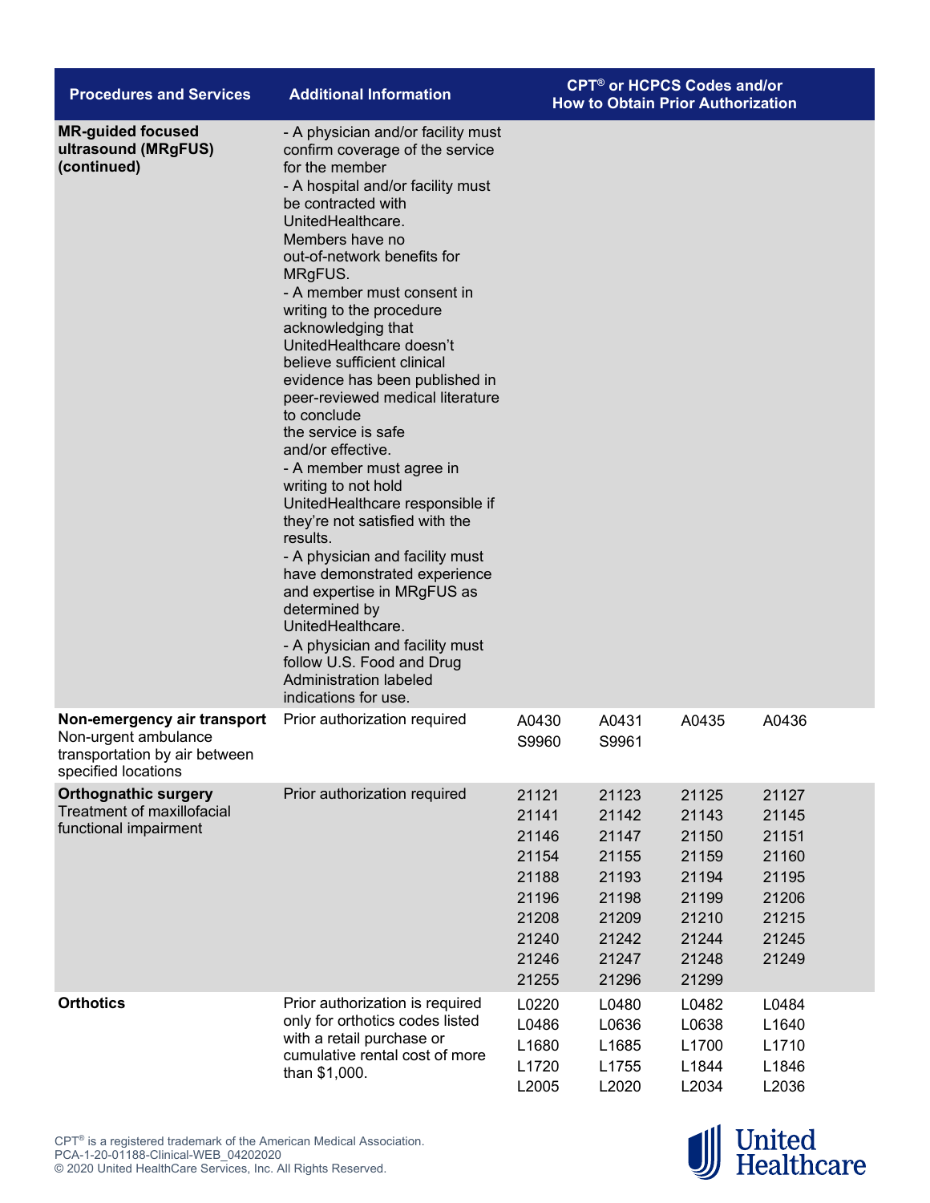| Procedures and Services | Additional Information | CPT® or HCPCS Codes and/or How to Obtain Prior Authorization | | | |
|---|---|---|---|---|---|
| **MR-guided focused ultrasound (MRgFUS) (continued)** | - A physician and/or facility must confirm coverage of the service for the member<br>- A hospital and/or facility must be contracted with UnitedHealthcare. Members have no out-of-network benefits for MRgFUS.<br>- A member must consent in writing to the procedure acknowledging that UnitedHealthcare doesn't believe sufficient clinical evidence has been published in peer-reviewed medical literature to conclude the service is safe and/or effective.<br>- A member must agree in writing to not hold UnitedHealthcare responsible if they're not satisfied with the results.<br>- A physician and facility must have demonstrated experience and expertise in MRgFUS as determined by UnitedHealthcare.<br>- A physician and facility must follow U.S. Food and Drug Administration labeled indications for use. | | | | |
| **Non-emergency air transport** Non-urgent ambulance transportation by air between specified locations | Prior authorization required | A0430<br>S9960 | A0431<br>S9961 | A0435 | A0436 |
| **Orthognathic surgery** Treatment of maxillofacial functional impairment | Prior authorization required | 21121<br>21141<br>21146<br>21154<br>21188<br>21196<br>21208<br>21240<br>21246<br>21255 | 21123<br>21142<br>21147<br>21155<br>21193<br>21198<br>21209<br>21242<br>21247<br>21296 | 21125<br>21143<br>21150<br>21159<br>21194<br>21199<br>21210<br>21244<br>21248<br>21299 | 21127<br>21145<br>21151<br>21160<br>21195<br>21206<br>21215<br>21245<br>21249 |
| **Orthotics** | Prior authorization is required only for orthotics codes listed with a retail purchase or cumulative rental cost of more than $1,000. | L0220<br>L0486<br>L1680<br>L1720<br>L2005 | L0480<br>L0636<br>L1685<br>L1755<br>L2020 | L0482<br>L0638<br>L1700<br>L1844<br>L2034 | L0484<br>L1640<br>L1710<br>L1846<br>L2036 |

CPT® is a registered trademark of the American Medical Association.
PCA-1-20-01188-Clinical-WEB_04202020
© 2020 United HealthCare Services, Inc. All Rights Reserved.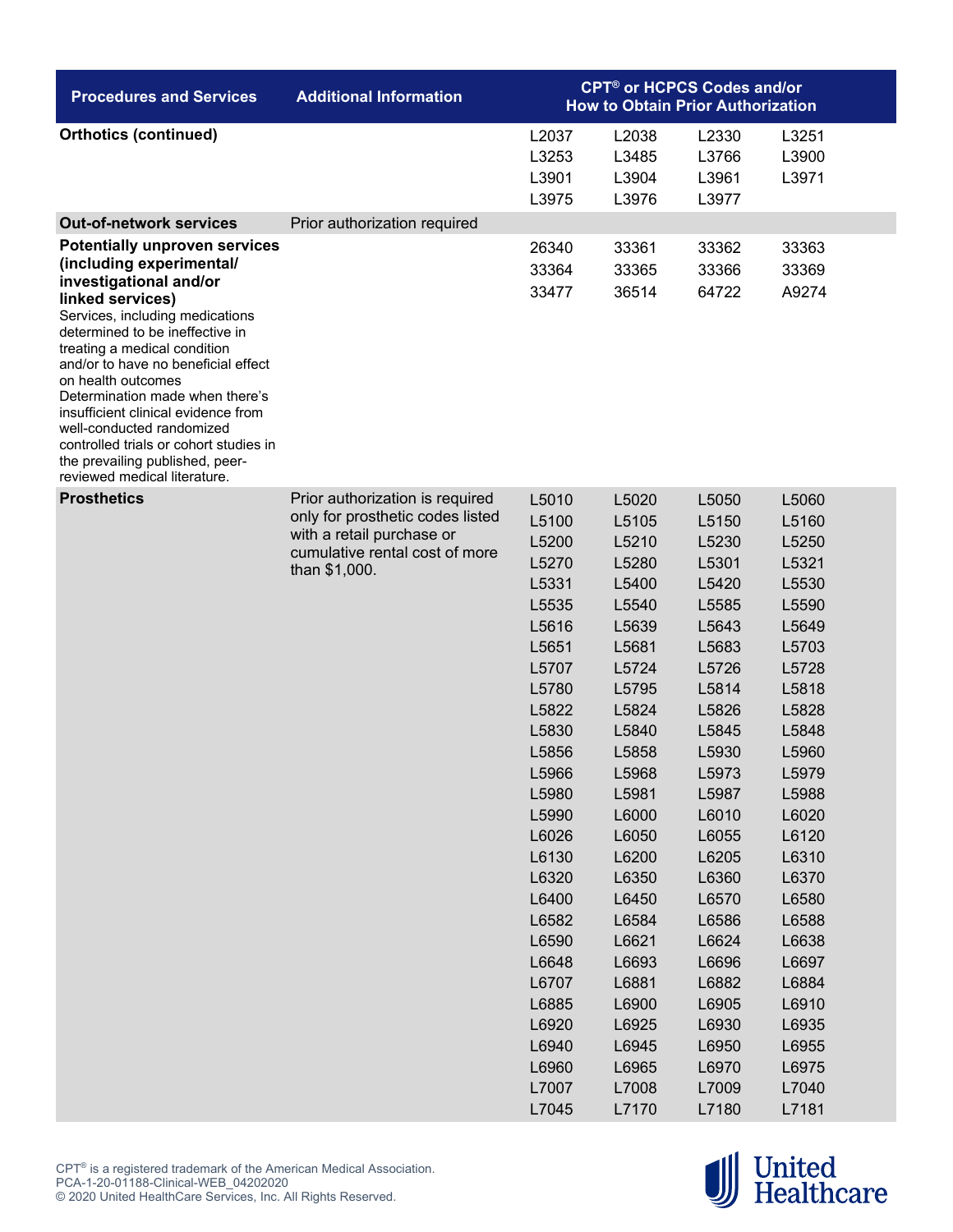| Procedures and Services | Additional Information | CPT® or HCPCS Codes and/or How to Obtain Prior Authorization |
|---|---|---|
| **Orthotics (continued)** | | L2037 L2038 L2330 L3251 L3253 L3485 L3766 L3900 L3901 L3904 L3961 L3971 L3975 L3976 L3977 |
| **Out-of-network services** | Prior authorization required | |
| **Potentially unproven services (including experimental/ investigational and/or linked services)** Services, including medications determined to be ineffective in treating a medical condition and/or to have no beneficial effect on health outcomes Determination made when there's insufficient clinical evidence from well-conducted randomized controlled trials or cohort studies in the prevailing published, peer-reviewed medical literature. | | 26340 33361 33362 33363 33364 33365 33366 33369 33477 36514 64722 A9274 |
| **Prosthetics** | Prior authorization is required only for prosthetic codes listed with a retail purchase or cumulative rental cost of more than $1,000. | L5010 L5020 L5050 L5060 L5100 L5105 L5150 L5160 L5200 L5210 L5230 L5250 L5270 L5280 L5301 L5321 L5331 L5400 L5420 L5530 L5535 L5540 L5585 L5590 L5616 L5639 L5643 L5649 L5651 L5681 L5683 L5703 L5707 L5724 L5726 L5728 L5780 L5795 L5814 L5818 L5822 L5824 L5826 L5828 L5830 L5840 L5845 L5848 L5856 L5858 L5930 L5960 L5966 L5968 L5973 L5979 L5980 L5981 L5987 L5988 L5990 L6000 L6010 L6020 L6026 L6050 L6055 L6120 L6130 L6200 L6205 L6310 L6320 L6350 L6360 L6370 L6400 L6450 L6570 L6580 L6582 L6584 L6586 L6588 L6590 L6621 L6624 L6638 L6648 L6693 L6696 L6697 L6707 L6881 L6882 L6884 L6885 L6900 L6905 L6910 L6920 L6925 L6930 L6935 L6940 L6945 L6950 L6955 L6960 L6965 L6970 L6975 L7007 L7008 L7009 L7040 L7045 L7170 L7180 L7181 |

CPT® is a registered trademark of the American Medical Association.
PCA-1-20-01188-Clinical-WEB_04202020
© 2020 United HealthCare Services, Inc. All Rights Reserved.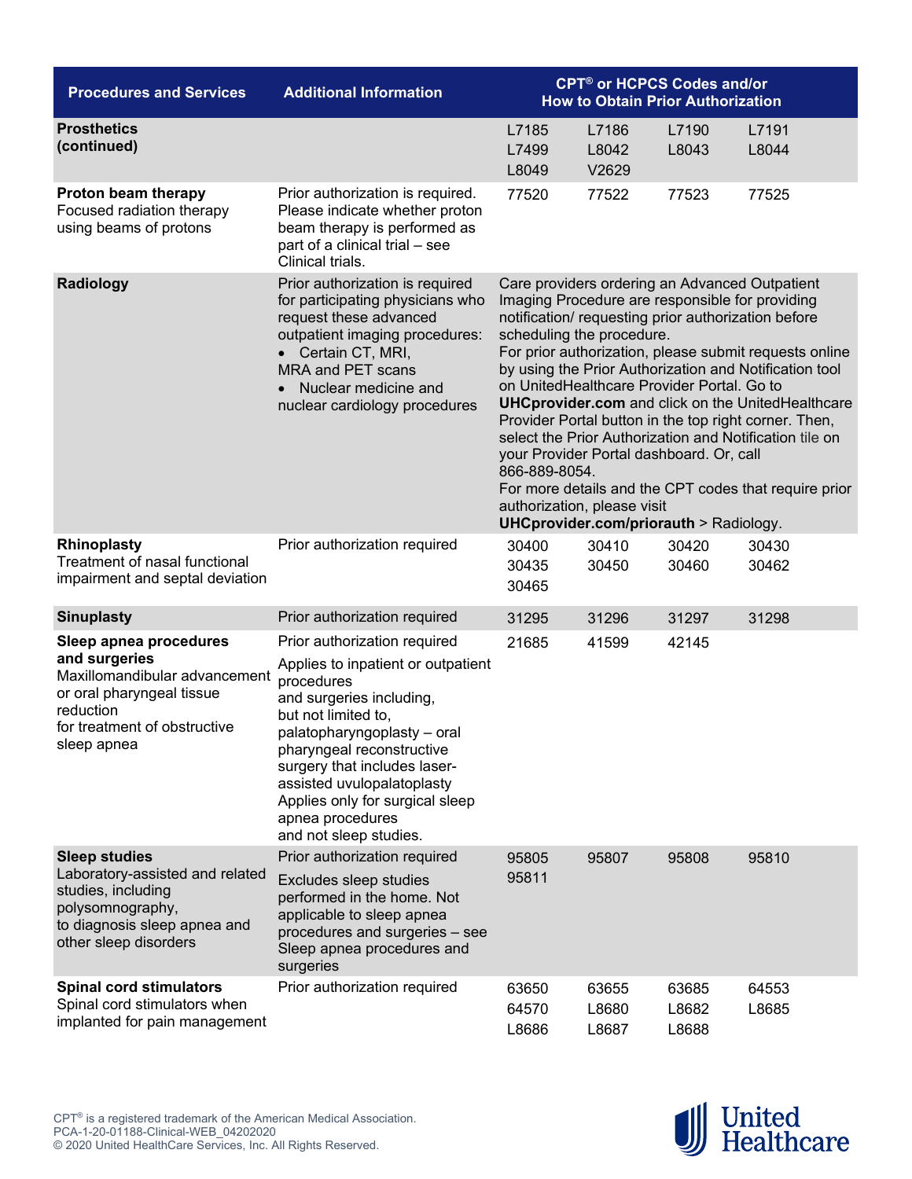| Procedures and Services | Additional Information | CPT® or HCPCS Codes and/or How to Obtain Prior Authorization | | | |
|---|---|---|---|---|---|
| **Prosthetics (continued)** | | L7185<br>L7499<br>L8049 | L7186<br>L8042<br>V2629 | L7190<br>L8043 | L7191<br>L8044 |
| **Proton beam therapy**<br>Focused radiation therapy using beams of protons | Prior authorization is required. Please indicate whether proton beam therapy is performed as part of a clinical trial – see Clinical trials. | 77520 | 77522 | 77523 | 77525 |
| **Radiology** | Prior authorization is required for participating physicians who request these advanced outpatient imaging procedures:<br>• Certain CT, MRI, MRA and PET scans<br>• Nuclear medicine and nuclear cardiology procedures | Care providers ordering an Advanced Outpatient Imaging Procedure are responsible for providing notification/ requesting prior authorization before scheduling the procedure.<br>For prior authorization, please submit requests online by using the Prior Authorization and Notification tool on UnitedHealthcare Provider Portal. Go to **UHCprovider.com** and click on the UnitedHealthcare Provider Portal button in the top right corner. Then, select the Prior Authorization and Notification tile on your Provider Portal dashboard. Or, call 866-889-8054.<br>For more details and the CPT codes that require prior authorization, please visit **UHCprovider.com/priorauth** > Radiology. | | | |
| **Rhinoplasty**<br>Treatment of nasal functional impairment and septal deviation | Prior authorization required | 30400<br>30435<br>30465 | 30410<br>30450 | 30420<br>30460 | 30430<br>30462 |
| **Sinuplasty** | Prior authorization required | 31295 | 31296 | 31297 | 31298 |
| **Sleep apnea procedures and surgeries**<br>Maxillomandibular advancement or oral pharyngeal tissue reduction for treatment of obstructive sleep apnea | Prior authorization required<br>Applies to inpatient or outpatient procedures and surgeries including, but not limited to, palatopharyngoplasty – oral pharyngeal reconstructive surgery that includes laser-assisted uvulopalatoplasty<br>Applies only for surgical sleep apnea procedures and not sleep studies. | 21685 | 41599 | 42145 | |
| **Sleep studies**<br>Laboratory-assisted and related studies, including polysomnography, to diagnosis sleep apnea and other sleep disorders | Prior authorization required<br>Excludes sleep studies performed in the home. Not applicable to sleep apnea procedures and surgeries – see Sleep apnea procedures and surgeries | 95805<br>95811 | 95807 | 95808 | 95810 |
| **Spinal cord stimulators**<br>Spinal cord stimulators when implanted for pain management | Prior authorization required | 63650<br>64570<br>L8686 | 63655<br>L8680<br>L8687 | 63685<br>L8682<br>L8688 | 64553<br>L8685 |

CPT® is a registered trademark of the American Medical Association.
PCA-1-20-01188-Clinical-WEB_04202020
© 2020 United HealthCare Services, Inc. All Rights Reserved.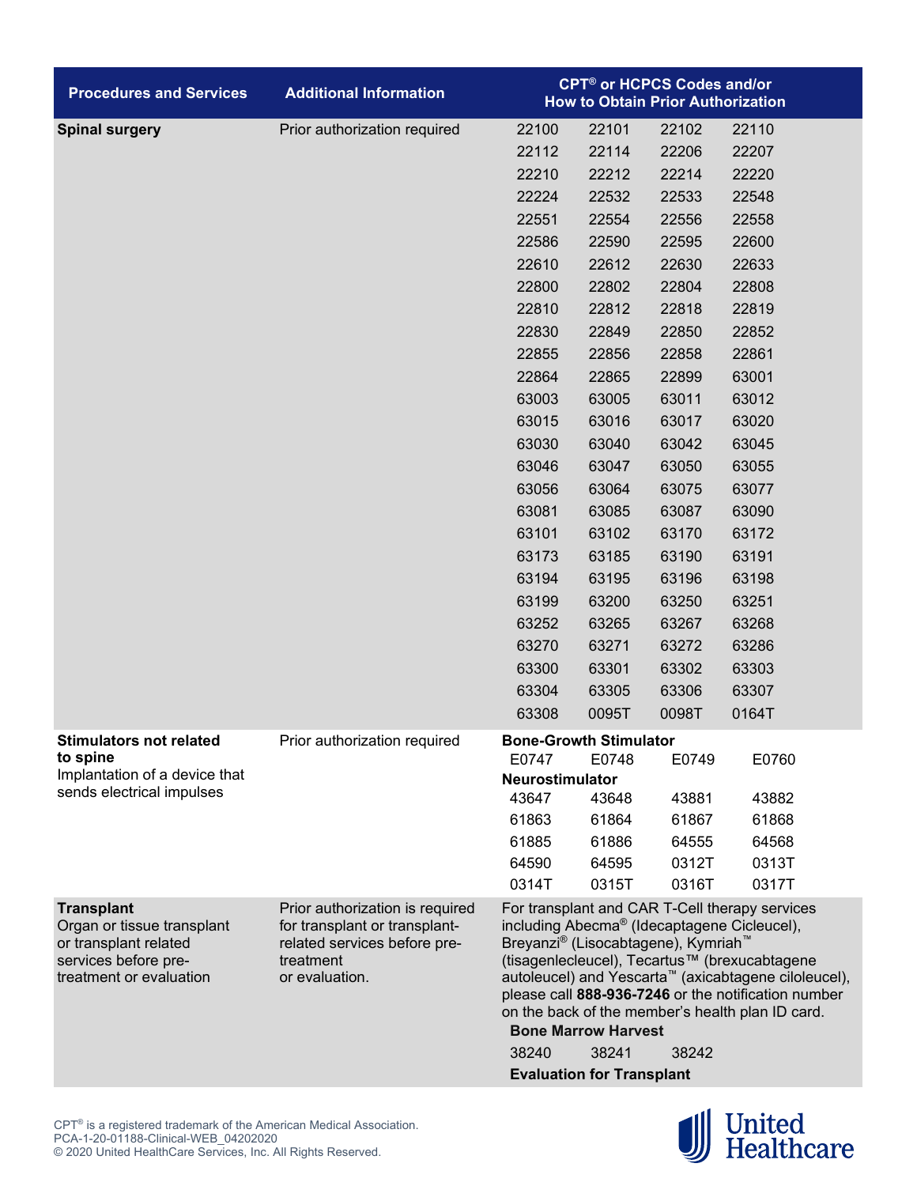| Procedures and Services | Additional Information | CPT® or HCPCS Codes and/or How to Obtain Prior Authorization |
|---|---|---|
| **Spinal surgery** | Prior authorization required | 22100 22101 22102 22110 22112 22114 22206 22207 22210 22212 22214 22220 22224 22532 22533 22548 22551 22554 22556 22558 22586 22590 22595 22600 22610 22612 22630 22633 22800 22802 22804 22808 22810 22812 22818 22819 22830 22849 22850 22852 22855 22856 22858 22861 22864 22865 22899 63001 63003 63005 63011 63012 63015 63016 63017 63020 63030 63040 63042 63045 63046 63047 63050 63055 63056 63064 63075 63077 63081 63085 63087 63090 63101 63102 63170 63172 63173 63185 63190 63191 63194 63195 63196 63198 63199 63200 63250 63251 63252 63265 63267 63268 63270 63271 63272 63286 63300 63301 63302 63303 63304 63305 63306 63307 63308 0095T 0098T 0164T |
| **Stimulators not related to spine** Implantation of a device that sends electrical impulses | Prior authorization required | **Bone-Growth Stimulator** E0747 E0748 E0749 E0760 **Neurostimulator** 43647 43648 43881 43882 61863 61864 61867 61868 61885 61886 64555 64568 64590 64595 0312T 0313T 0314T 0315T 0316T 0317T |
| **Transplant** Organ or tissue transplant or transplant related services before pre-treatment or evaluation | Prior authorization is required for transplant or transplant-related services before pre-treatment or evaluation. | For transplant and CAR T-Cell therapy services including Abecma® (Idecaptagene Cicleucel), Breyanzi® (Lisocabtagene), Kymriah™ (tisagenlecleucel), Tecartus™ (brexucabtagene autoleucel) and Yescarta™ (axicabtagene ciloleucel), please call **888-936-7246** or the notification number on the back of the member's health plan ID card. **Bone Marrow Harvest** 38240 38241 38242 **Evaluation for Transplant** |

CPT® is a registered trademark of the American Medical Association.
PCA-1-20-01188-Clinical-WEB_04202020
© 2020 United HealthCare Services, Inc. All Rights Reserved.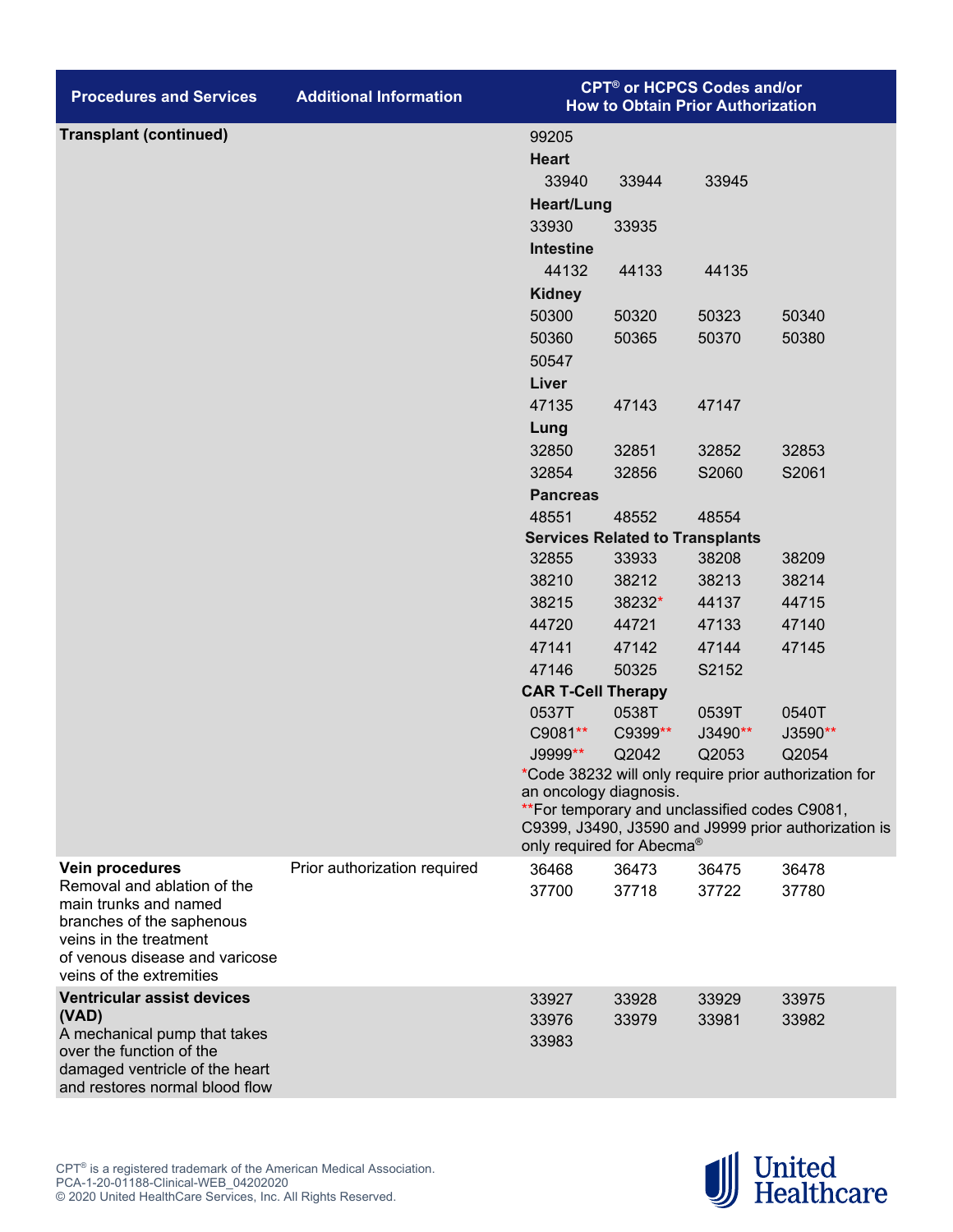| Procedures and Services | Additional Information | CPT® or HCPCS Codes and/or How to Obtain Prior Authorization |
|---|---|---|
| **Transplant (continued)** | | 99205<br>**Heart**<br>33940 33944 33945<br>**Heart/Lung**<br>33930 33935<br>**Intestine**<br>44132 44133 44135<br>**Kidney**<br>50300 50320 50323 50340<br>50360 50365 50370 50380<br>50547<br>**Liver**<br>47135 47143 47147<br>**Lung**<br>32850 32851 32852 32853<br>32854 32856 S2060 S2061<br>**Pancreas**<br>48551 48552 48554<br>**Services Related to Transplants**<br>32855 33933 38208 38209<br>38210 38212 38213 38214<br>38215 38232* 44137 44715<br>44720 44721 47133 47140<br>47141 47142 47144 47145<br>47146 50325 S2152<br>**CAR T-Cell Therapy**<br>0537T 0538T 0539T 0540T<br>C9081** C9399** J3490** J3590**<br>J9999** Q2042 Q2053 Q2054<br>*Code 38232 will only require prior authorization for an oncology diagnosis.<br>**For temporary and unclassified codes C9081, C9399, J3490, J3590 and J9999 prior authorization is only required for Abecma® |
| **Vein procedures**<br>Removal and ablation of the main trunks and named branches of the saphenous veins in the treatment of venous disease and varicose veins of the extremities | Prior authorization required | 36468 36473 36475 36478<br>37700 37718 37722 37780 |
| **Ventricular assist devices (VAD)**<br>A mechanical pump that takes over the function of the damaged ventricle of the heart and restores normal blood flow | | 33927 33928 33929 33975<br>33976 33979 33981 33982<br>33983 |

CPT® is a registered trademark of the American Medical Association.
PCA-1-20-01188-Clinical-WEB_04202020
© 2020 United HealthCare Services, Inc. All Rights Reserved.